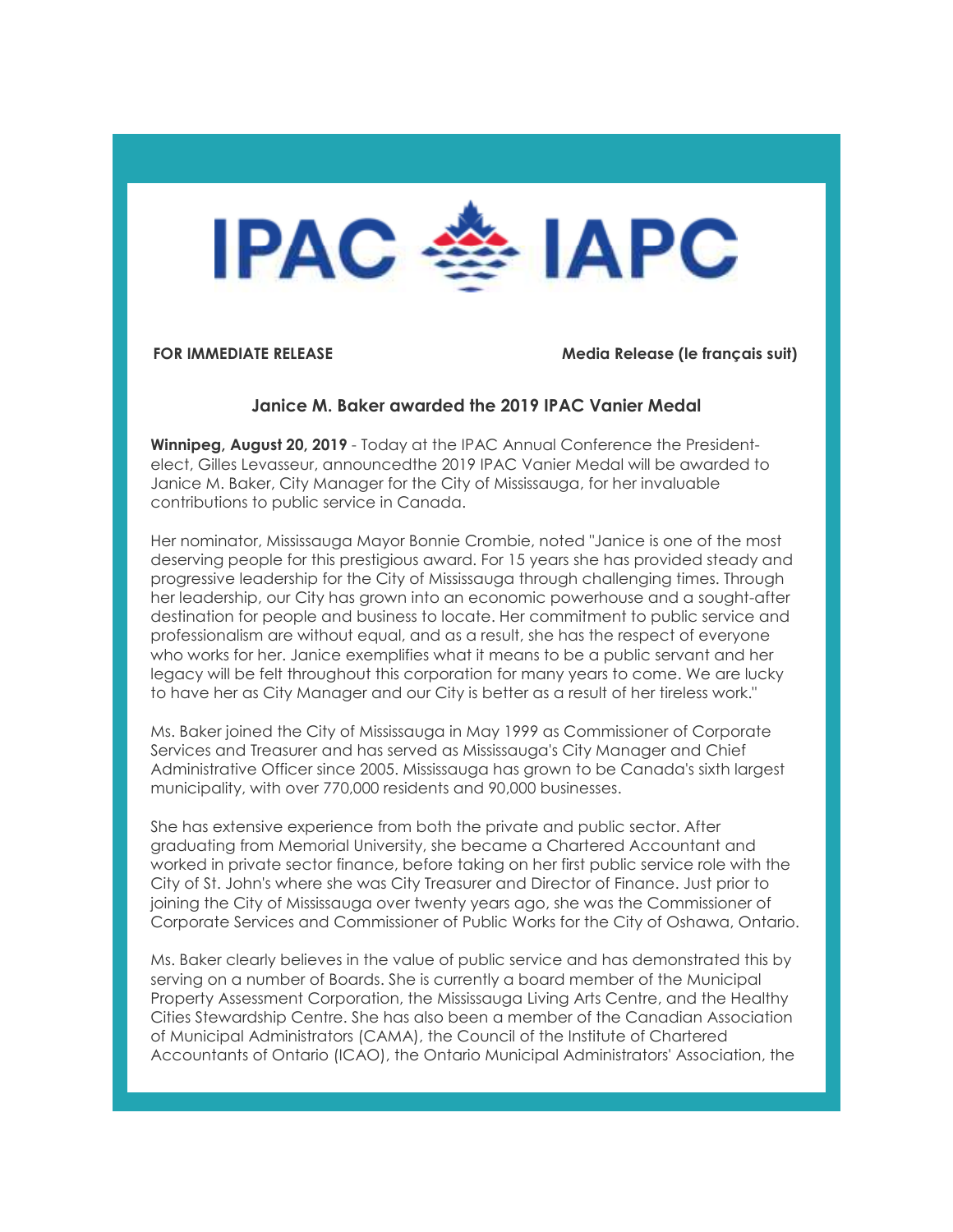IPAC IAPC

**FOR IMMEDIATE RELEASE** **Media Release (le français suit)**

### Janice M. Baker awarded the 2019 IPAC Vanier Medal

**Winnipeg, August 20, 2019** - Today at the IPAC Annual Conference the President-elect, Gilles Levasseur, announcedthe 2019 IPAC Vanier Medal will be awarded to Janice M. Baker, City Manager for the City of Mississauga, for her invaluable contributions to public service in Canada.

Her nominator, Mississauga Mayor Bonnie Crombie, noted "Janice is one of the most deserving people for this prestigious award. For 15 years she has provided steady and progressive leadership for the City of Mississauga through challenging times. Through her leadership, our City has grown into an economic powerhouse and a sought-after destination for people and business to locate. Her commitment to public service and professionalism are without equal, and as a result, she has the respect of everyone who works for her. Janice exemplifies what it means to be a public servant and her legacy will be felt throughout this corporation for many years to come. We are lucky to have her as City Manager and our City is better as a result of her tireless work."

Ms. Baker joined the City of Mississauga in May 1999 as Commissioner of Corporate Services and Treasurer and has served as Mississauga's City Manager and Chief Administrative Officer since 2005. Mississauga has grown to be Canada's sixth largest municipality, with over 770,000 residents and 90,000 businesses.

She has extensive experience from both the private and public sector. After graduating from Memorial University, she became a Chartered Accountant and worked in private sector finance, before taking on her first public service role with the City of St. John's where she was City Treasurer and Director of Finance. Just prior to joining the City of Mississauga over twenty years ago, she was the Commissioner of Corporate Services and Commissioner of Public Works for the City of Oshawa, Ontario.

Ms. Baker clearly believes in the value of public service and has demonstrated this by serving on a number of Boards. She is currently a board member of the Municipal Property Assessment Corporation, the Mississauga Living Arts Centre, and the Healthy Cities Stewardship Centre. She has also been a member of the Canadian Association of Municipal Administrators (CAMA), the Council of the Institute of Chartered Accountants of Ontario (ICAO), the Ontario Municipal Administrators' Association, the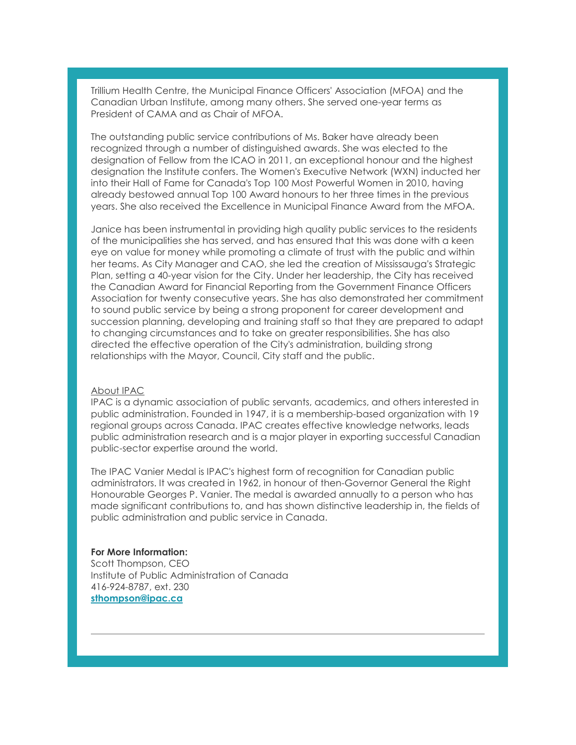Trillium Health Centre, the Municipal Finance Officers' Association (MFOA) and the Canadian Urban Institute, among many others. She served one-year terms as President of CAMA and as Chair of MFOA.

The outstanding public service contributions of Ms. Baker have already been recognized through a number of distinguished awards. She was elected to the designation of Fellow from the ICAO in 2011, an exceptional honour and the highest designation the Institute confers. The Women's Executive Network (WXN) inducted her into their Hall of Fame for Canada's Top 100 Most Powerful Women in 2010, having already bestowed annual Top 100 Award honours to her three times in the previous years. She also received the Excellence in Municipal Finance Award from the MFOA.

Janice has been instrumental in providing high quality public services to the residents of the municipalities she has served, and has ensured that this was done with a keen eye on value for money while promoting a climate of trust with the public and within her teams. As City Manager and CAO, she led the creation of Mississauga's Strategic Plan, setting a 40-year vision for the City. Under her leadership, the City has received the Canadian Award for Financial Reporting from the Government Finance Officers Association for twenty consecutive years. She has also demonstrated her commitment to sound public service by being a strong proponent for career development and succession planning, developing and training staff so that they are prepared to adapt to changing circumstances and to take on greater responsibilities. She has also directed the effective operation of the City's administration, building strong relationships with the Mayor, Council, City staff and the public.

About IPAC

IPAC is a dynamic association of public servants, academics, and others interested in public administration. Founded in 1947, it is a membership-based organization with 19 regional groups across Canada. IPAC creates effective knowledge networks, leads public administration research and is a major player in exporting successful Canadian public-sector expertise around the world.

The IPAC Vanier Medal is IPAC's highest form of recognition for Canadian public administrators. It was created in 1962, in honour of then-Governor General the Right Honourable Georges P. Vanier. The medal is awarded annually to a person who has made significant contributions to, and has shown distinctive leadership in, the fields of public administration and public service in Canada.

**For More Information:**
Scott Thompson, CEO
Institute of Public Administration of Canada
416-924-8787, ext. 230
**sthompson@ipac.ca**

---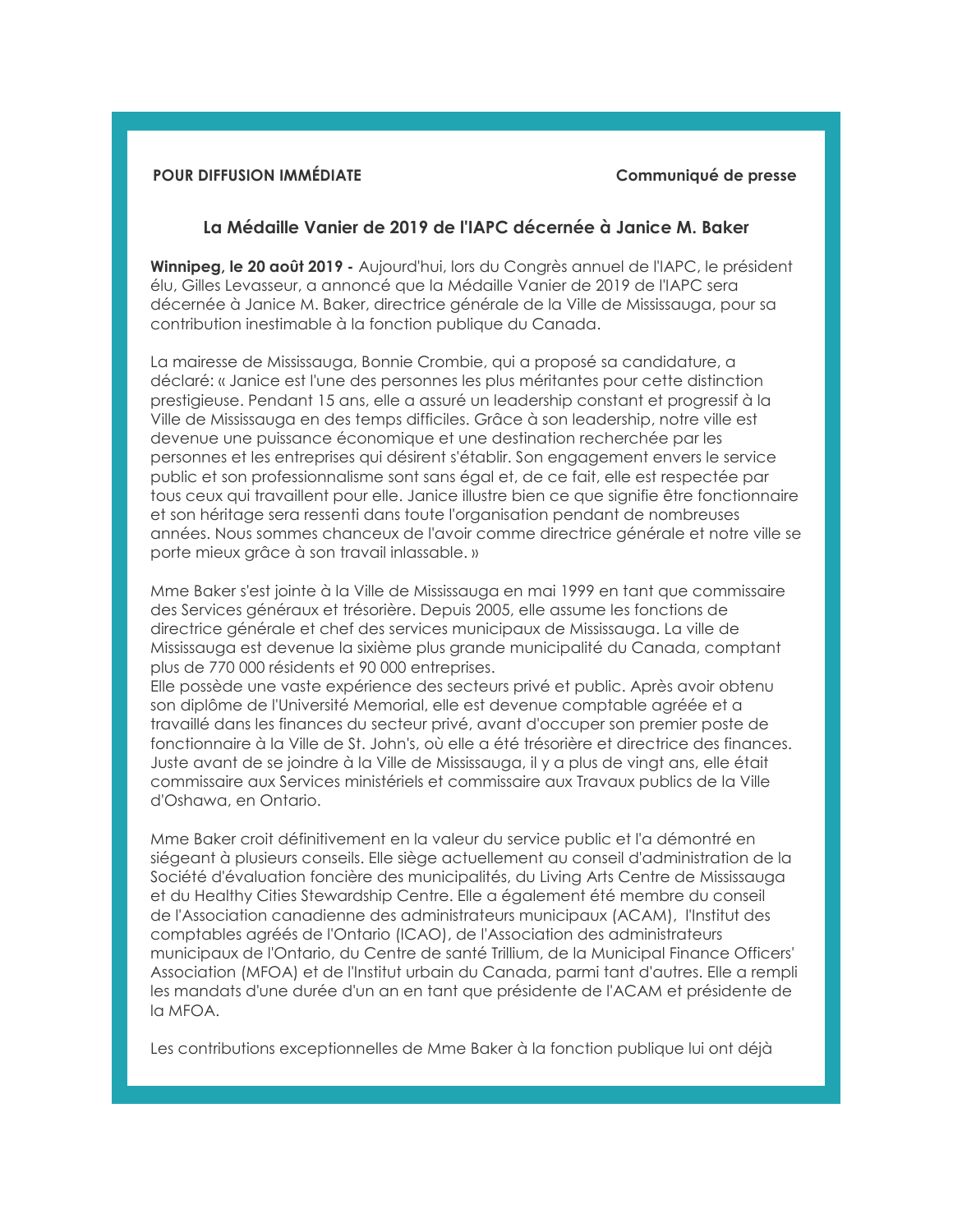**POUR DIFFUSION IMMÉDIATE** **Communiqué de presse**

## La Médaille Vanier de 2019 de l'IAPC décernée à Janice M. Baker

**Winnipeg, le 20 août 2019 -** Aujourd'hui, lors du Congrès annuel de l'IAPC, le président élu, Gilles Levasseur, a annoncé que la Médaille Vanier de 2019 de l'IAPC sera décernée à Janice M. Baker, directrice générale de la Ville de Mississauga, pour sa contribution inestimable à la fonction publique du Canada.

La mairesse de Mississauga, Bonnie Crombie, qui a proposé sa candidature, a déclaré: « Janice est l'une des personnes les plus méritantes pour cette distinction prestigieuse. Pendant 15 ans, elle a assuré un leadership constant et progressif à la Ville de Mississauga en des temps difficiles. Grâce à son leadership, notre ville est devenue une puissance économique et une destination recherchée par les personnes et les entreprises qui désirent s'établir. Son engagement envers le service public et son professionnalisme sont sans égal et, de ce fait, elle est respectée par tous ceux qui travaillent pour elle. Janice illustre bien ce que signifie être fonctionnaire et son héritage sera ressenti dans toute l'organisation pendant de nombreuses années. Nous sommes chanceux de l'avoir comme directrice générale et notre ville se porte mieux grâce à son travail inlassable. »

Mme Baker s'est jointe à la Ville de Mississauga en mai 1999 en tant que commissaire des Services généraux et trésorière. Depuis 2005, elle assume les fonctions de directrice générale et chef des services municipaux de Mississauga. La ville de Mississauga est devenue la sixième plus grande municipalité du Canada, comptant plus de 770 000 résidents et 90 000 entreprises.
Elle possède une vaste expérience des secteurs privé et public. Après avoir obtenu son diplôme de l'Université Memorial, elle est devenue comptable agréée et a travaillé dans les finances du secteur privé, avant d'occuper son premier poste de fonctionnaire à la Ville de St. John's, où elle a été trésorière et directrice des finances. Juste avant de se joindre à la Ville de Mississauga, il y a plus de vingt ans, elle était commissaire aux Services ministériels et commissaire aux Travaux publics de la Ville d'Oshawa, en Ontario.

Mme Baker croit définitivement en la valeur du service public et l'a démontré en siégeant à plusieurs conseils. Elle siège actuellement au conseil d'administration de la Société d'évaluation foncière des municipalités, du Living Arts Centre de Mississauga et du Healthy Cities Stewardship Centre. Elle a également été membre du conseil de l'Association canadienne des administrateurs municipaux (ACAM), l'Institut des comptables agréés de l'Ontario (ICAO), de l'Association des administrateurs municipaux de l'Ontario, du Centre de santé Trillium, de la Municipal Finance Officers' Association (MFOA) et de l'Institut urbain du Canada, parmi tant d'autres. Elle a rempli les mandats d'une durée d'un an en tant que présidente de l'ACAM et présidente de la MFOA.

Les contributions exceptionnelles de Mme Baker à la fonction publique lui ont déjà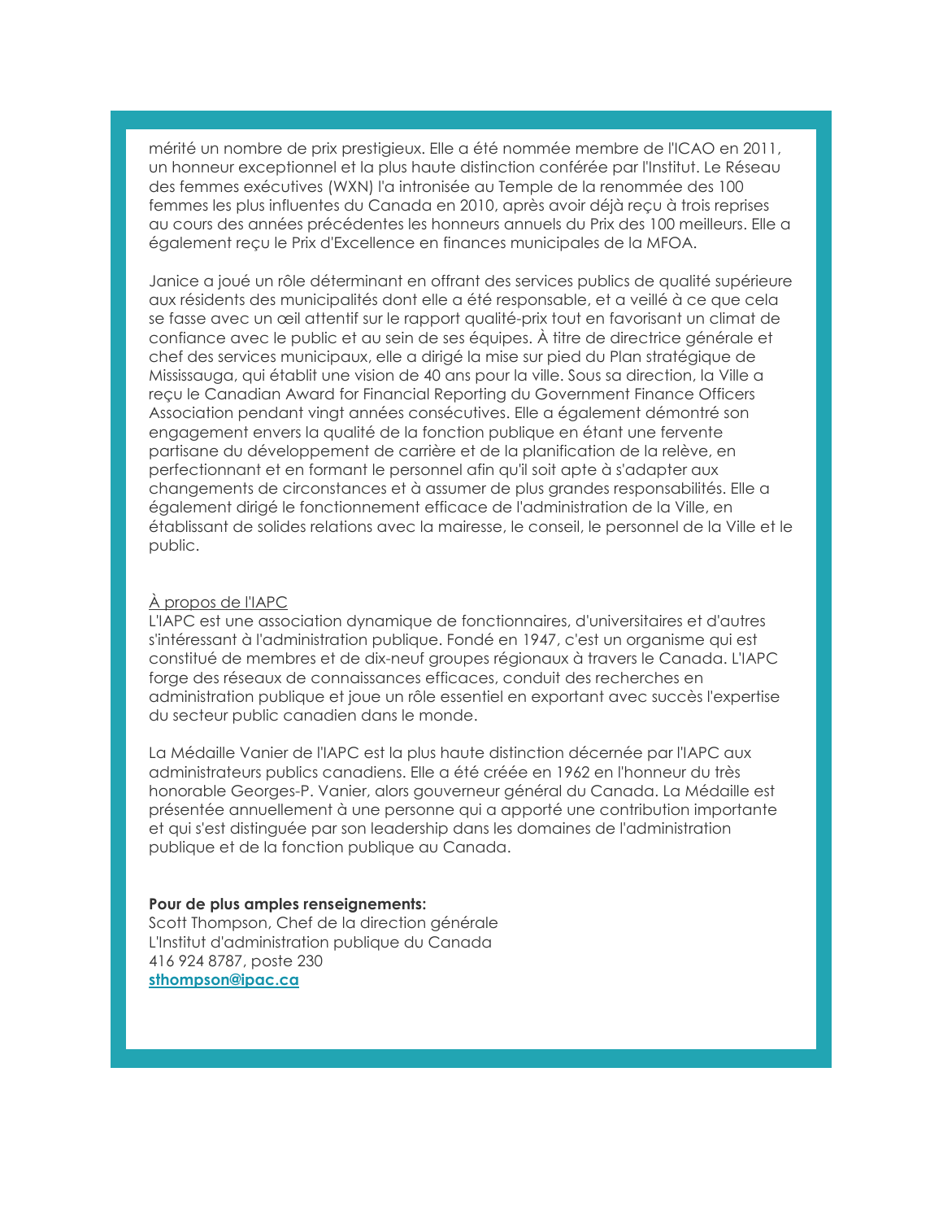mérité un nombre de prix prestigieux. Elle a été nommée membre de l'ICAO en 2011, un honneur exceptionnel et la plus haute distinction conférée par l'Institut. Le Réseau des femmes exécutives (WXN) l'a intronisée au Temple de la renommée des 100 femmes les plus influentes du Canada en 2010, après avoir déjà reçu à trois reprises au cours des années précédentes les honneurs annuels du Prix des 100 meilleurs. Elle a également reçu le Prix d'Excellence en finances municipales de la MFOA.

Janice a joué un rôle déterminant en offrant des services publics de qualité supérieure aux résidents des municipalités dont elle a été responsable, et a veillé à ce que cela se fasse avec un œil attentif sur le rapport qualité-prix tout en favorisant un climat de confiance avec le public et au sein de ses équipes. À titre de directrice générale et chef des services municipaux, elle a dirigé la mise sur pied du Plan stratégique de Mississauga, qui établit une vision de 40 ans pour la ville. Sous sa direction, la Ville a reçu le Canadian Award for Financial Reporting du Government Finance Officers Association pendant vingt années consécutives. Elle a également démontré son engagement envers la qualité de la fonction publique en étant une fervente partisane du développement de carrière et de la planification de la relève, en perfectionnant et en formant le personnel afin qu'il soit apte à s'adapter aux changements de circonstances et à assumer de plus grandes responsabilités. Elle a également dirigé le fonctionnement efficace de l'administration de la Ville, en établissant de solides relations avec la mairesse, le conseil, le personnel de la Ville et le public.

À propos de l'IAPC

L'IAPC est une association dynamique de fonctionnaires, d'universitaires et d'autres s'intéressant à l'administration publique. Fondé en 1947, c'est un organisme qui est constitué de membres et de dix-neuf groupes régionaux à travers le Canada. L'IAPC forge des réseaux de connaissances efficaces, conduit des recherches en administration publique et joue un rôle essentiel en exportant avec succès l'expertise du secteur public canadien dans le monde.

La Médaille Vanier de l'IAPC est la plus haute distinction décernée par l'IAPC aux administrateurs publics canadiens. Elle a été créée en 1962 en l'honneur du très honorable Georges-P. Vanier, alors gouverneur général du Canada. La Médaille est présentée annuellement à une personne qui a apporté une contribution importante et qui s'est distinguée par son leadership dans les domaines de l'administration publique et de la fonction publique au Canada.

**Pour de plus amples renseignements:**
Scott Thompson, Chef de la direction générale
L'Institut d'administration publique du Canada
416 924 8787, poste 230
**sthompson@ipac.ca**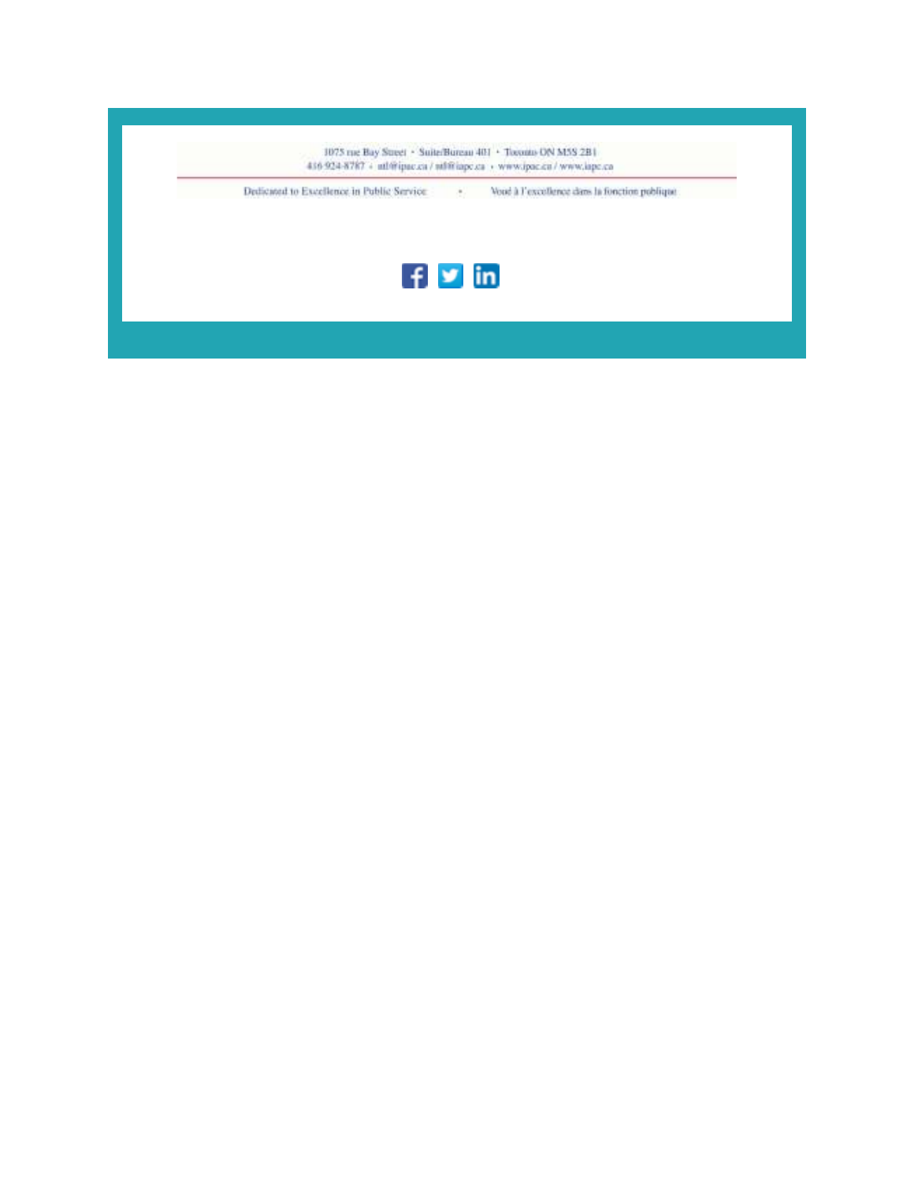1075 rue Bay Street • Suite/Bureau 401 • Toronto ON M5S 2B1
416-924-8787 • ntl@ipac.ca / ntl@iapc.ca • www.ipac.ca / www.iapc.ca

Dedicated to Excellence in Public Service • Voué à l'excellence dans la fonction publique